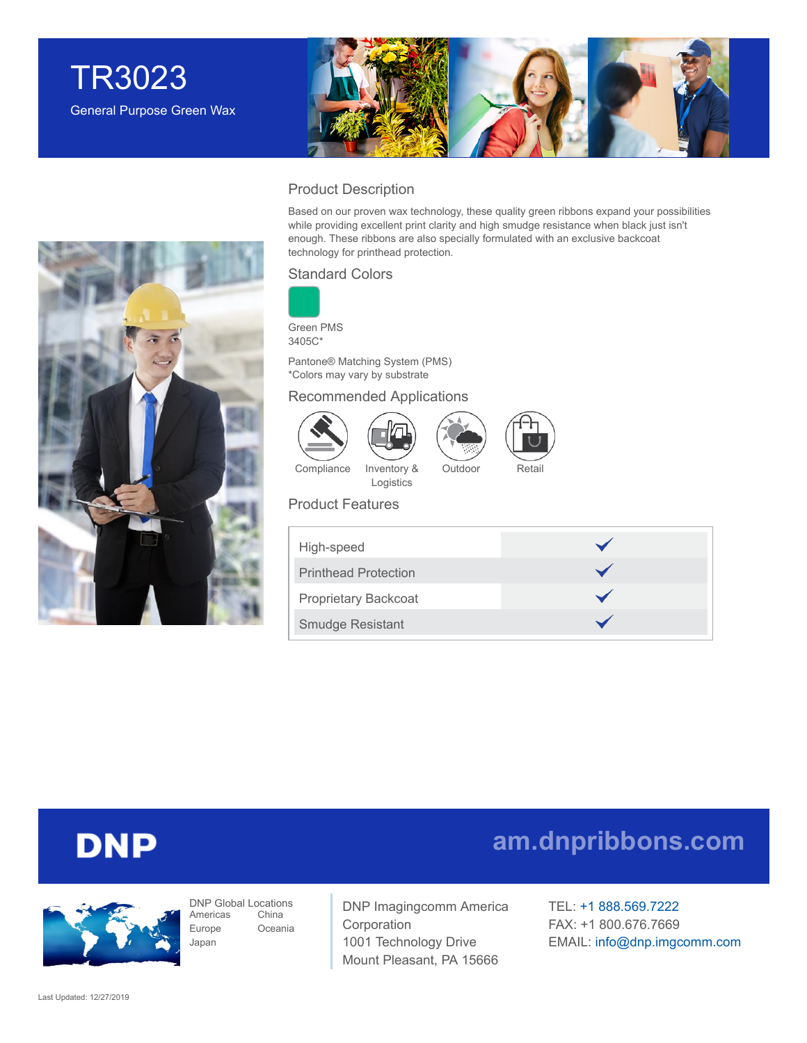# TR3023

General Purpose Green Wax

## Product Description

Based on our proven wax technology, these quality green ribbons expand your possibilities while providing excellent print clarity and high smudge resistance when black just isn't enough. These ribbons are also specially formulated with an exclusive backcoat technology for printhead protection.

## Standard Colors

Green PMS 3405C*

Pantone® Matching System (PMS)
*Colors may vary by substrate

## Recommended Applications

- Compliance
- Inventory & Logistics
- Outdoor
- Retail

## Product Features

| Feature | |
|---|---|
| High-speed | ✓ |
| Printhead Protection | ✓ |
| Proprietary Backcoat | ✓ |
| Smudge Resistant | ✓ |

**DNP**

am.dnpribbons.com

DNP Global Locations
Americas, China, Europe, Oceania, Japan

DNP Imagingcomm America Corporation
1001 Technology Drive
Mount Pleasant, PA 15666

TEL: +1 888.569.7222
FAX: +1 800.676.7669
EMAIL: info@dnp.imgcomm.com

Last Updated: 12/27/2019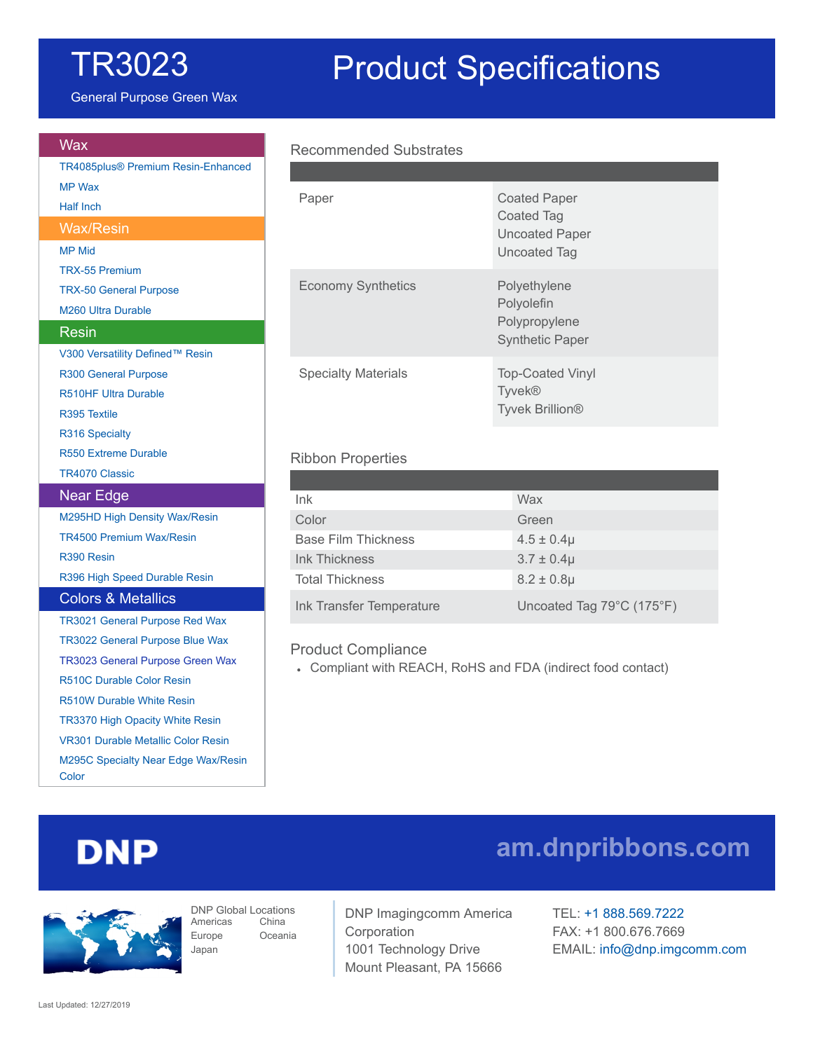# TR3023

General Purpose Green Wax

# Product Specifications

## Wax

- TR4085plus® Premium Resin-Enhanced
- MP Wax
- Half Inch

## Wax/Resin

- MP Mid
- TRX-55 Premium
- TRX-50 General Purpose
- M260 Ultra Durable

## Resin

- V300 Versatility Defined™ Resin
- R300 General Purpose
- R510HF Ultra Durable
- R395 Textile
- R316 Specialty
- R550 Extreme Durable
- TR4070 Classic

## Near Edge

- M295HD High Density Wax/Resin
- TR4500 Premium Wax/Resin
- R390 Resin
- R396 High Speed Durable Resin

## Colors & Metallics

- TR3021 General Purpose Red Wax
- TR3022 General Purpose Blue Wax
- TR3023 General Purpose Green Wax
- R510C Durable Color Resin
- R510W Durable White Resin
- TR3370 High Opacity White Resin
- VR301 Durable Metallic Color Resin
- M295C Specialty Near Edge Wax/Resin Color

## Recommended Substrates

| | |
|---|---|
| Paper | Coated Paper<br>Coated Tag<br>Uncoated Paper<br>Uncoated Tag |
| Economy Synthetics | Polyethylene<br>Polyolefin<br>Polypropylene<br>Synthetic Paper |
| Specialty Materials | Top-Coated Vinyl<br>Tyvek®<br>Tyvek Brillion® |

## Ribbon Properties

| | |
|---|---|
| Ink | Wax |
| Color | Green |
| Base Film Thickness | 4.5 ± 0.4μ |
| Ink Thickness | 3.7 ± 0.4μ |
| Total Thickness | 8.2 ± 0.8μ |
| Ink Transfer Temperature | Uncoated Tag 79°C (175°F) |

## Product Compliance

- Compliant with REACH, RoHS and FDA (indirect food contact)

DNP

am.dnpribbons.com

DNP Global Locations
Americas China
Europe Oceania
Japan

DNP Imagingcomm America Corporation
1001 Technology Drive
Mount Pleasant, PA 15666

TEL: +1 888.569.7222
FAX: +1 800.676.7669
EMAIL: info@dnp.imgcomm.com

Last Updated: 12/27/2019